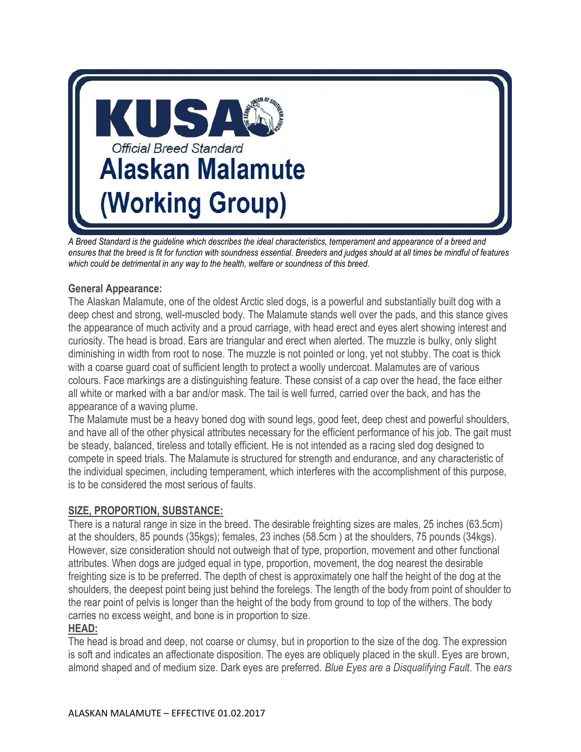KUSA

Official Breed Standard

# Alaskan Malamute (Working Group)

*A Breed Standard is the guideline which describes the ideal characteristics, temperament and appearance of a breed and ensures that the breed is fit for function with soundness essential. Breeders and judges should at all times be mindful of features which could be detrimental in any way to the health, welfare or soundness of this breed.*

**General Appearance:**

The Alaskan Malamute, one of the oldest Arctic sled dogs, is a powerful and substantially built dog with a deep chest and strong, well-muscled body. The Malamute stands well over the pads, and this stance gives the appearance of much activity and a proud carriage, with head erect and eyes alert showing interest and curiosity. The head is broad. Ears are triangular and erect when alerted. The muzzle is bulky, only slight diminishing in width from root to nose. The muzzle is not pointed or long, yet not stubby. The coat is thick with a coarse guard coat of sufficient length to protect a woolly undercoat. Malamutes are of various colours. Face markings are a distinguishing feature. These consist of a cap over the head, the face either all white or marked with a bar and/or mask. The tail is well furred, carried over the back, and has the appearance of a waving plume.

The Malamute must be a heavy boned dog with sound legs, good feet, deep chest and powerful shoulders, and have all of the other physical attributes necessary for the efficient performance of his job. The gait must be steady, balanced, tireless and totally efficient. He is not intended as a racing sled dog designed to compete in speed trials. The Malamute is structured for strength and endurance, and any characteristic of the individual specimen, including temperament, which interferes with the accomplishment of this purpose, is to be considered the most serious of faults.

**SIZE, PROPORTION, SUBSTANCE:**

There is a natural range in size in the breed. The desirable freighting sizes are males, 25 inches (63.5cm) at the shoulders, 85 pounds (35kgs); females, 23 inches (58.5cm ) at the shoulders, 75 pounds (34kgs). However, size consideration should not outweigh that of type, proportion, movement and other functional attributes. When dogs are judged equal in type, proportion, movement, the dog nearest the desirable freighting size is to be preferred. The depth of chest is approximately one half the height of the dog at the shoulders, the deepest point being just behind the forelegs. The length of the body from point of shoulder to the rear point of pelvis is longer than the height of the body from ground to top of the withers. The body carries no excess weight, and bone is in proportion to size.

**HEAD:**

The head is broad and deep, not coarse or clumsy, but in proportion to the size of the dog. The expression is soft and indicates an affectionate disposition. The eyes are obliquely placed in the skull. Eyes are brown, almond shaped and of medium size. Dark eyes are preferred. *Blue Eyes are a Disqualifying Fault*. The *ears*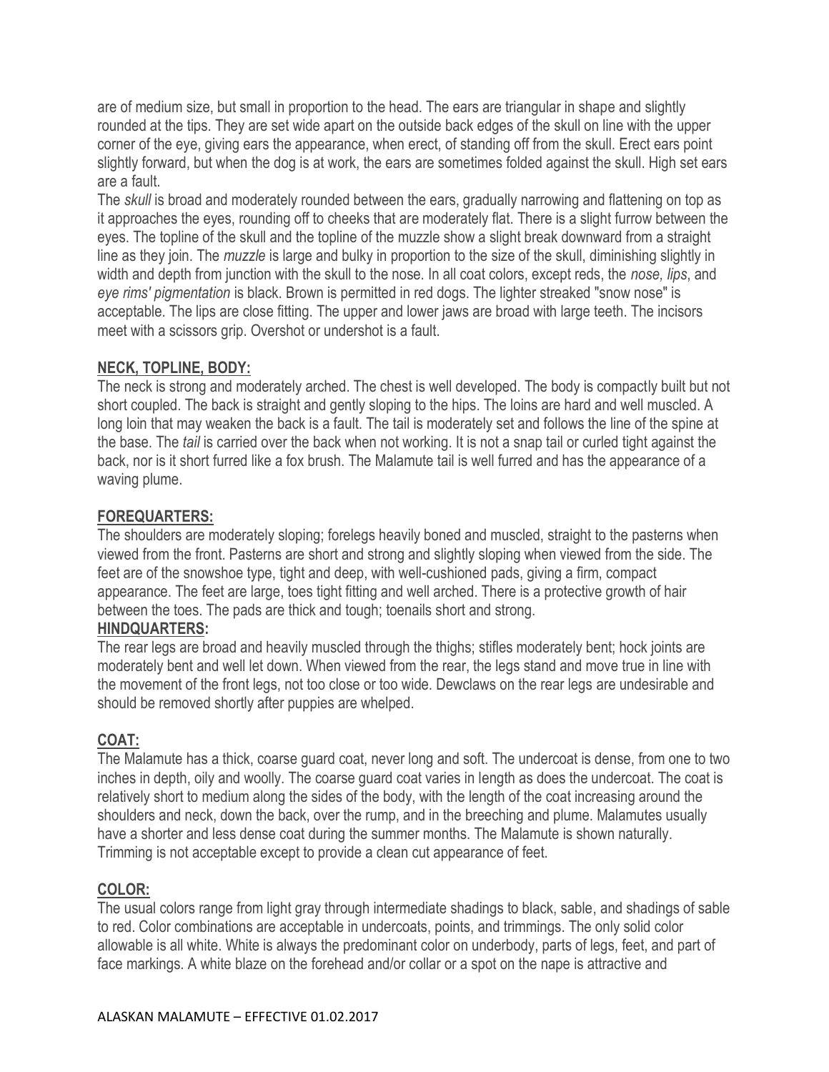are of medium size, but small in proportion to the head. The ears are triangular in shape and slightly rounded at the tips. They are set wide apart on the outside back edges of the skull on line with the upper corner of the eye, giving ears the appearance, when erect, of standing off from the skull. Erect ears point slightly forward, but when the dog is at work, the ears are sometimes folded against the skull. High set ears are a fault.

The *skull* is broad and moderately rounded between the ears, gradually narrowing and flattening on top as it approaches the eyes, rounding off to cheeks that are moderately flat. There is a slight furrow between the eyes. The topline of the skull and the topline of the muzzle show a slight break downward from a straight line as they join. The *muzzle* is large and bulky in proportion to the size of the skull, diminishing slightly in width and depth from junction with the skull to the nose. In all coat colors, except reds, the *nose, lips*, and *eye rims' pigmentation* is black. Brown is permitted in red dogs. The lighter streaked "snow nose" is acceptable. The lips are close fitting. The upper and lower jaws are broad with large teeth. The incisors meet with a scissors grip. Overshot or undershot is a fault.

**NECK, TOPLINE, BODY:**

The neck is strong and moderately arched. The chest is well developed. The body is compactly built but not short coupled. The back is straight and gently sloping to the hips. The loins are hard and well muscled. A long loin that may weaken the back is a fault. The tail is moderately set and follows the line of the spine at the base. The *tail* is carried over the back when not working. It is not a snap tail or curled tight against the back, nor is it short furred like a fox brush. The Malamute tail is well furred and has the appearance of a waving plume.

**FOREQUARTERS:**

The shoulders are moderately sloping; forelegs heavily boned and muscled, straight to the pasterns when viewed from the front. Pasterns are short and strong and slightly sloping when viewed from the side. The feet are of the snowshoe type, tight and deep, with well-cushioned pads, giving a firm, compact appearance. The feet are large, toes tight fitting and well arched. There is a protective growth of hair between the toes. The pads are thick and tough; toenails short and strong.

**HINDQUARTERS:**

The rear legs are broad and heavily muscled through the thighs; stifles moderately bent; hock joints are moderately bent and well let down. When viewed from the rear, the legs stand and move true in line with the movement of the front legs, not too close or too wide. Dewclaws on the rear legs are undesirable and should be removed shortly after puppies are whelped.

**COAT:**

The Malamute has a thick, coarse guard coat, never long and soft. The undercoat is dense, from one to two inches in depth, oily and woolly. The coarse guard coat varies in length as does the undercoat. The coat is relatively short to medium along the sides of the body, with the length of the coat increasing around the shoulders and neck, down the back, over the rump, and in the breeching and plume. Malamutes usually have a shorter and less dense coat during the summer months. The Malamute is shown naturally. Trimming is not acceptable except to provide a clean cut appearance of feet.

**COLOR:**

The usual colors range from light gray through intermediate shadings to black, sable, and shadings of sable to red. Color combinations are acceptable in undercoats, points, and trimmings. The only solid color allowable is all white. White is always the predominant color on underbody, parts of legs, feet, and part of face markings. A white blaze on the forehead and/or collar or a spot on the nape is attractive and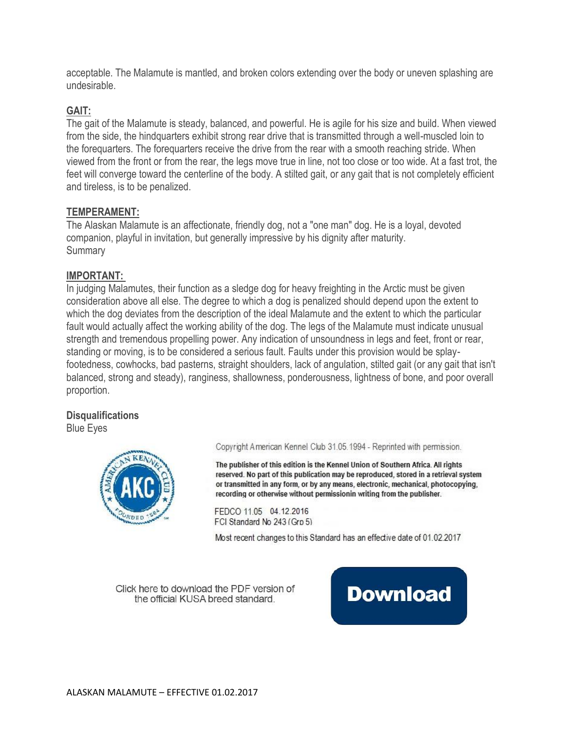acceptable. The Malamute is mantled, and broken colors extending over the body or uneven splashing are undesirable.

**GAIT:**
The gait of the Malamute is steady, balanced, and powerful. He is agile for his size and build. When viewed from the side, the hindquarters exhibit strong rear drive that is transmitted through a well-muscled loin to the forequarters. The forequarters receive the drive from the rear with a smooth reaching stride. When viewed from the front or from the rear, the legs move true in line, not too close or too wide. At a fast trot, the feet will converge toward the centerline of the body. A stilted gait, or any gait that is not completely efficient and tireless, is to be penalized.

**TEMPERAMENT:**
The Alaskan Malamute is an affectionate, friendly dog, not a "one man" dog. He is a loyal, devoted companion, playful in invitation, but generally impressive by his dignity after maturity.
Summary

**IMPORTANT:**
In judging Malamutes, their function as a sledge dog for heavy freighting in the Arctic must be given consideration above all else. The degree to which a dog is penalized should depend upon the extent to which the dog deviates from the description of the ideal Malamute and the extent to which the particular fault would actually affect the working ability of the dog. The legs of the Malamute must indicate unusual strength and tremendous propelling power. Any indication of unsoundness in legs and feet, front or rear, standing or moving, is to be considered a serious fault. Faults under this provision would be splay-footedness, cowhocks, bad pasterns, straight shoulders, lack of angulation, stilted gait (or any gait that isn't balanced, strong and steady), ranginess, shallowness, ponderousness, lightness of bone, and poor overall proportion.

**Disqualifications**
Blue Eyes

Copyright American Kennel Club 31.05.1994 - Reprinted with permission.

**The publisher of this edition is the Kennel Union of Southern Africa. All rights reserved. No part of this publication may be reproduced, stored in a retrieval system or transmitted in any form, or by any means, electronic, mechanical, photocopying, recording or otherwise without permissionin writing from the publisher.**

FEDCO 11.05 04.12.2016
FCI Standard No 243 (Grp 5)

Most recent changes to this Standard has an effective date of 01.02.2017

Click here to download the PDF version of the official KUSA breed standard.

Download